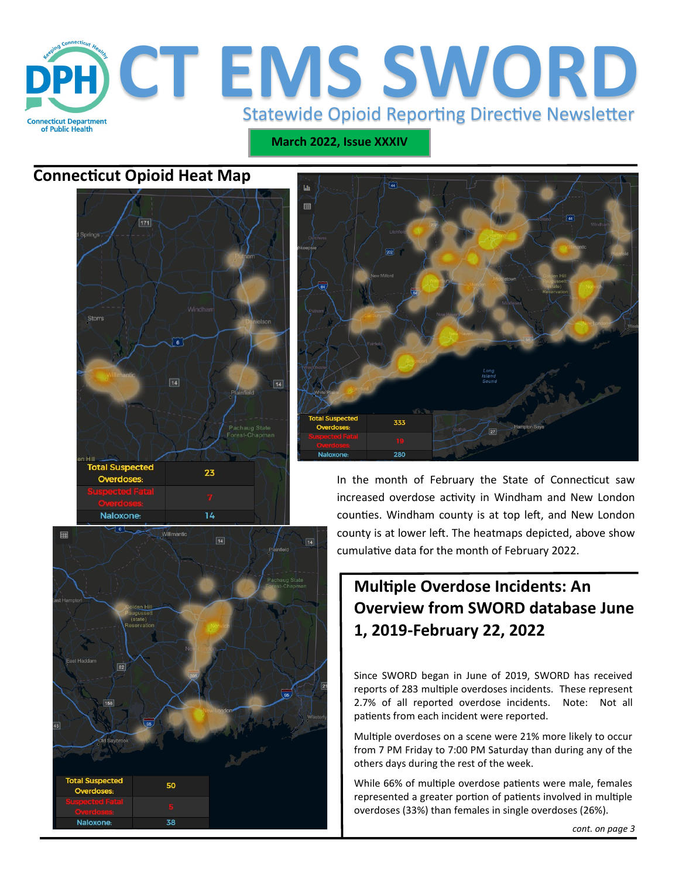# CT EMS SWORD

Statewide Opioid Reporting Directive Newsletter

March 2022, Issue XXXIV

## Connecticut Opioid Heat Map

| Total Suspected Overdoses: | 23 |
|---|---|
| Suspected Fatal Overdoses: | 7 |
| Naloxone: | 14 |

| Total Suspected Overdoses: | 333 |
|---|---|
| Suspected Fatal Overdoses: | 19 |
| Naloxone: | 280 |

| Total Suspected Overdoses: | 50 |
|---|---|
| Suspected Fatal Overdoses: | 5 |
| Naloxone: | 38 |

In the month of February the State of Connecticut saw increased overdose activity in Windham and New London counties. Windham county is at top left, and New London county is at lower left. The heatmaps depicted, above show cumulative data for the month of February 2022.

## Multiple Overdose Incidents: An Overview from SWORD database June 1, 2019-February 22, 2022

Since SWORD began in June of 2019, SWORD has received reports of 283 multiple overdoses incidents. These represent 2.7% of all reported overdose incidents. Note: Not all patients from each incident were reported.

Multiple overdoses on a scene were 21% more likely to occur from 7 PM Friday to 7:00 PM Saturday than during any of the others days during the rest of the week.

While 66% of multiple overdose patients were male, females represented a greater portion of patients involved in multiple overdoses (33%) than females in single overdoses (26%).

*cont. on page 3*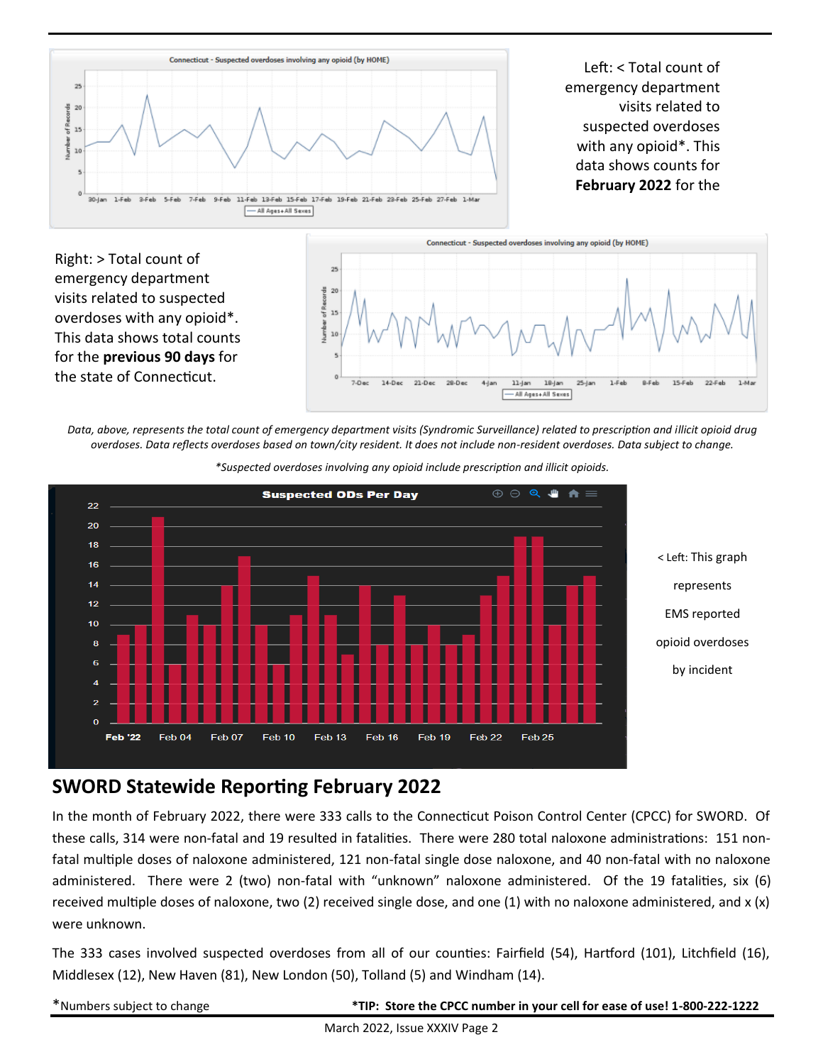Left: < Total count of emergency department visits related to suspected overdoses with any opioid*. This data shows counts for **February 2022** for the

Right: > Total count of emergency department visits related to suspected overdoses with any opioid*. This data shows total counts for the **previous 90 days** for the state of Connecticut.

*Data, above, represents the total count of emergency department visits (Syndromic Surveillance) related to prescription and illicit opioid drug overdoses. Data reflects overdoses based on town/city resident. It does not include non-resident overdoses. Data subject to change.*

*\*Suspected overdoses involving any opioid include prescription and illicit opioids.*

< Left: This graph represents EMS reported opioid overdoses by incident

## SWORD Statewide Reporting February 2022

In the month of February 2022, there were 333 calls to the Connecticut Poison Control Center (CPCC) for SWORD. Of these calls, 314 were non-fatal and 19 resulted in fatalities. There were 280 total naloxone administrations: 151 non-fatal multiple doses of naloxone administered, 121 non-fatal single dose naloxone, and 40 non-fatal with no naloxone administered. There were 2 (two) non-fatal with “unknown” naloxone administered. Of the 19 fatalities, six (6) received multiple doses of naloxone, two (2) received single dose, and one (1) with no naloxone administered, and x (x) were unknown.

The 333 cases involved suspected overdoses from all of our counties: Fairfield (54), Hartford (101), Litchfield (16), Middlesex (12), New Haven (81), New London (50), Tolland (5) and Windham (14).

*Numbers subject to change

**\*TIP: Store the CPCC number in your cell for ease of use! 1-800-222-1222**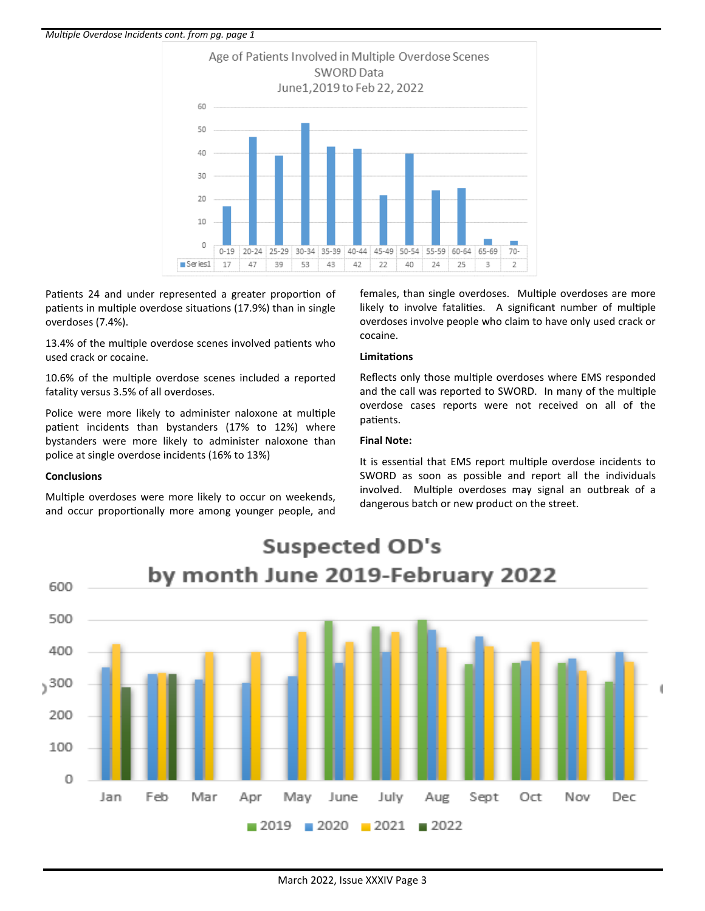*Multiple Overdose Incidents cont. from pg. page 1*

**Age of Patients Involved in Multiple Overdose Scenes**
**SWORD Data**
**June1,2019 to Feb 22, 2022**

| | 0-19 | 20-24 | 25-29 | 30-34 | 35-39 | 40-44 | 45-49 | 50-54 | 55-59 | 60-64 | 65-69 | 70- |
|---|---|---|---|---|---|---|---|---|---|---|---|---|
| Series1 | 17 | 47 | 39 | 53 | 43 | 42 | 22 | 40 | 24 | 25 | 3 | 2 |

Patients 24 and under represented a greater proportion of patients in multiple overdose situations (17.9%) than in single overdoses (7.4%).

13.4% of the multiple overdose scenes involved patients who used crack or cocaine.

10.6% of the multiple overdose scenes included a reported fatality versus 3.5% of all overdoses.

Police were more likely to administer naloxone at multiple patient incidents than bystanders (17% to 12%) where bystanders were more likely to administer naloxone than police at single overdose incidents (16% to 13%)

**Conclusions**

Multiple overdoses were more likely to occur on weekends, and occur proportionally more among younger people, and females, than single overdoses. Multiple overdoses are more likely to involve fatalities. A significant number of multiple overdoses involve people who claim to have only used crack or cocaine.

**Limitations**

Reflects only those multiple overdoses where EMS responded and the call was reported to SWORD. In many of the multiple overdose cases reports were not received on all of the patients.

**Final Note:**

It is essential that EMS report multiple overdose incidents to SWORD as soon as possible and report all the individuals involved. Multiple overdoses may signal an outbreak of a dangerous batch or new product on the street.

**Suspected OD's by month June 2019-February 2022**

(Bar chart; y-axis 0–600; months Jan–Dec; series: 2019, 2020, 2021, 2022)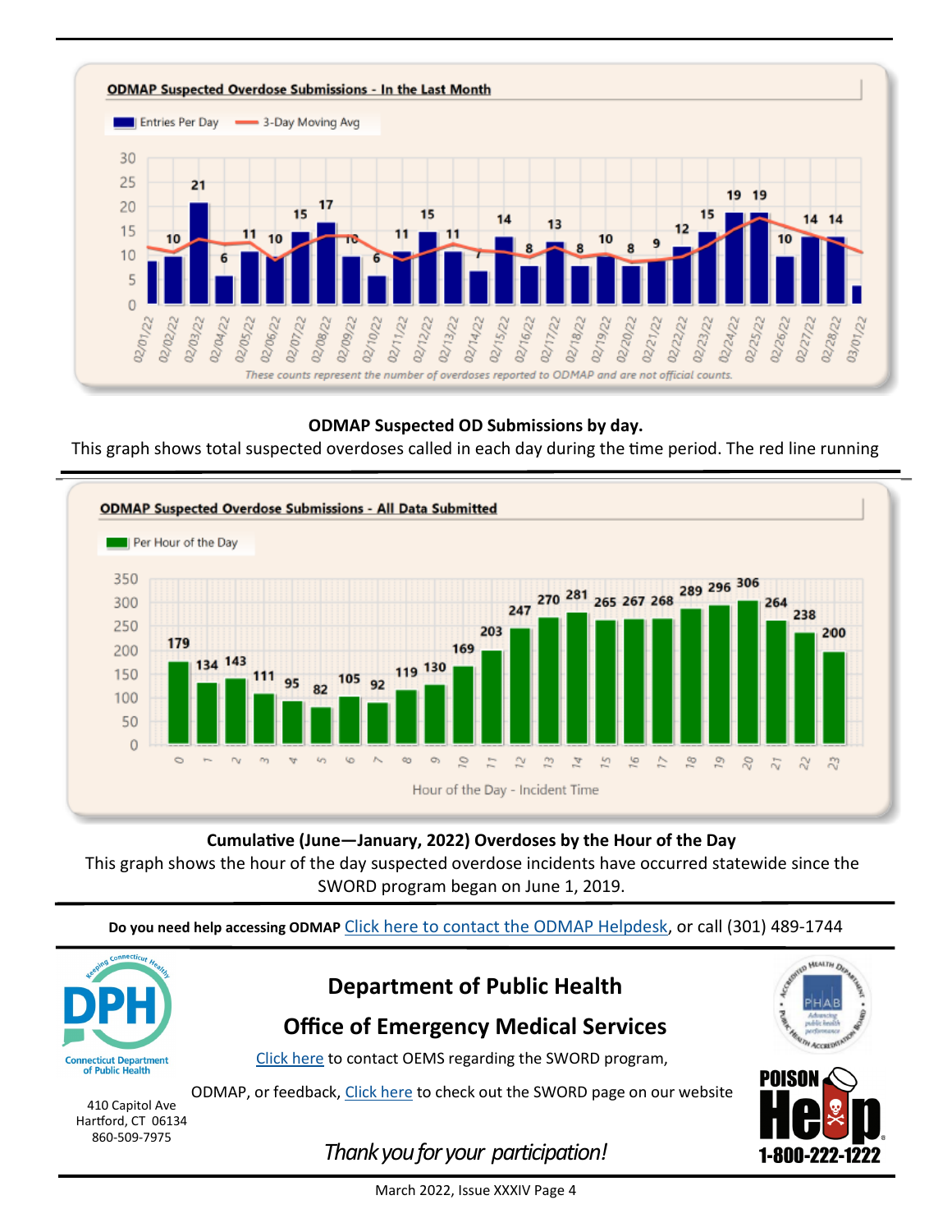ODMAP Suspected Overdose Submissions - In the Last Month

Entries Per Day
3-Day Moving Avg

30
25
20
15
10
5
0

21, 10, 6, 11, 10, 15, 17, 10, 6, 11, 15, 11, 7, 14, 8, 13, 8, 10, 8, 9, 12, 15, 19, 19, 10, 14, 14

02/01/22, 02/02/22, 02/03/22, 02/04/22, 02/05/22, 02/06/22, 02/07/22, 02/08/22, 02/09/22, 02/10/22, 02/11/22, 02/12/22, 02/13/22, 02/14/22, 02/15/22, 02/16/22, 02/17/22, 02/18/22, 02/19/22, 02/20/22, 02/21/22, 02/22/22, 02/23/22, 02/24/22, 02/25/22, 02/26/22, 02/27/22, 02/28/22, 03/01/22

*These counts represent the number of overdoses reported to ODMAP and are not official counts.*

**ODMAP Suspected OD Submissions by day.**

This graph shows total suspected overdoses called in each day during the time period. The red line running

ODMAP Suspected Overdose Submissions - All Data Submitted

Per Hour of the Day

350
300
250
200
150
100
50
0

179, 134, 143, 111, 95, 82, 105, 92, 119, 130, 169, 203, 247, 270, 281, 265, 267, 268, 289, 296, 306, 264, 238, 200

0, 1, 2, 3, 4, 5, 6, 7, 8, 9, 10, 11, 12, 13, 14, 15, 16, 17, 18, 19, 20, 21, 22, 23

Hour of the Day - Incident Time

**Cumulative (June—January, 2022) Overdoses by the Hour of the Day**

This graph shows the hour of the day suspected overdose incidents have occurred statewide since the SWORD program began on June 1, 2019.

**Do you need help accessing ODMAP** Click here to contact the ODMAP Helpdesk, or call (301) 489-1744

## Department of Public Health

## Office of Emergency Medical Services

Click here to contact OEMS regarding the SWORD program,

ODMAP, or feedback, Click here to check out the SWORD page on our website

*Thank you for your participation!*

Keeping Connecticut Healthy
DPH
Connecticut Department of Public Health

410 Capitol Ave
Hartford, CT 06134
860-509-7975

POISON Help
1-800-222-1222